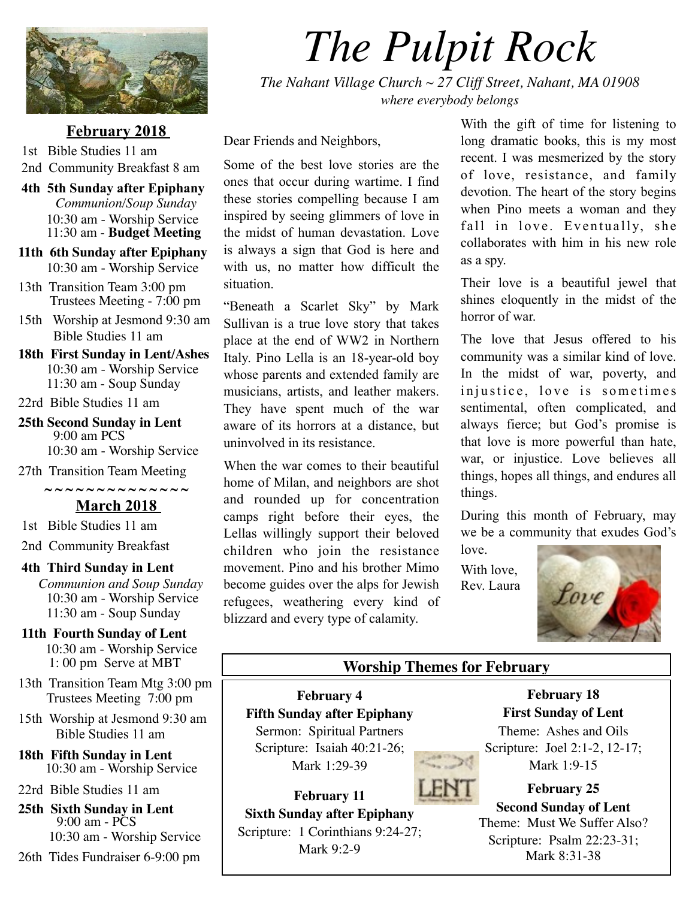# The Pulpit Rock

*The Nahant Village Church ~ 27 Cliff Street, Nahant, MA 01908*
*where everybody belongs*

## February 2018

1st Bible Studies 11 am

2nd Community Breakfast 8 am

**4th 5th Sunday after Epiphany**
*Communion/Soup Sunday*
10:30 am - Worship Service
11:30 am - **Budget Meeting**

**11th 6th Sunday after Epiphany**
10:30 am - Worship Service

13th Transition Team 3:00 pm
Trustees Meeting - 7:00 pm

15th Worship at Jesmond 9:30 am
Bible Studies 11 am

**18th First Sunday in Lent/Ashes**
10:30 am - Worship Service
11:30 am - Soup Sunday

22rd Bible Studies 11 am

**25th Second Sunday in Lent**
9:00 am PCS
10:30 am - Worship Service

27th Transition Team Meeting

~~~~~~~~~~~~~~~

## March 2018

1st Bible Studies 11 am

2nd Community Breakfast

**4th Third Sunday in Lent**
*Communion and Soup Sunday*
10:30 am - Worship Service
11:30 am - Soup Sunday

**11th Fourth Sunday of Lent**
10:30 am - Worship Service
1: 00 pm Serve at MBT

13th Transition Team Mtg 3:00 pm
Trustees Meeting 7:00 pm

15th Worship at Jesmond 9:30 am
Bible Studies 11 am

**18th Fifth Sunday in Lent**
10:30 am - Worship Service

22rd Bible Studies 11 am

**25th Sixth Sunday in Lent**
9:00 am - PCS
10:30 am - Worship Service

26th Tides Fundraiser 6-9:00 pm

---

Dear Friends and Neighbors,

Some of the best love stories are the ones that occur during wartime. I find these stories compelling because I am inspired by seeing glimmers of love in the midst of human devastation. Love is always a sign that God is here and with us, no matter how difficult the situation.

"Beneath a Scarlet Sky" by Mark Sullivan is a true love story that takes place at the end of WW2 in Northern Italy. Pino Lella is an 18-year-old boy whose parents and extended family are musicians, artists, and leather makers. They have spent much of the war aware of its horrors at a distance, but uninvolved in its resistance.

When the war comes to their beautiful home of Milan, and neighbors are shot and rounded up for concentration camps right before their eyes, the Lellas willingly support their beloved children who join the resistance movement. Pino and his brother Mimo become guides over the alps for Jewish refugees, weathering every kind of blizzard and every type of calamity.

With the gift of time for listening to long dramatic books, this is my most recent. I was mesmerized by the story of love, resistance, and family devotion. The heart of the story begins when Pino meets a woman and they fall in love. Eventually, she collaborates with him in his new role as a spy.

Their love is a beautiful jewel that shines eloquently in the midst of the horror of war.

The love that Jesus offered to his community was a similar kind of love. In the midst of war, poverty, and injustice, love is sometimes sentimental, often complicated, and always fierce; but God's promise is that love is more powerful than hate, war, or injustice. Love believes all things, hopes all things, and endures all things.

During this month of February, may we be a community that exudes God's love.

With love,
Rev. Laura

## Worship Themes for February

**February 4**
**Fifth Sunday after Epiphany**
Sermon: Spiritual Partners
Scripture: Isaiah 40:21-26; Mark 1:29-39

**February 11**
**Sixth Sunday after Epiphany**
Scripture: 1 Corinthians 9:24-27; Mark 9:2-9

**February 18**
**First Sunday of Lent**
Theme: Ashes and Oils
Scripture: Joel 2:1-2, 12-17; Mark 1:9-15

**February 25**
**Second Sunday of Lent**
Theme: Must We Suffer Also?
Scripture: Psalm 22:23-31; Mark 8:31-38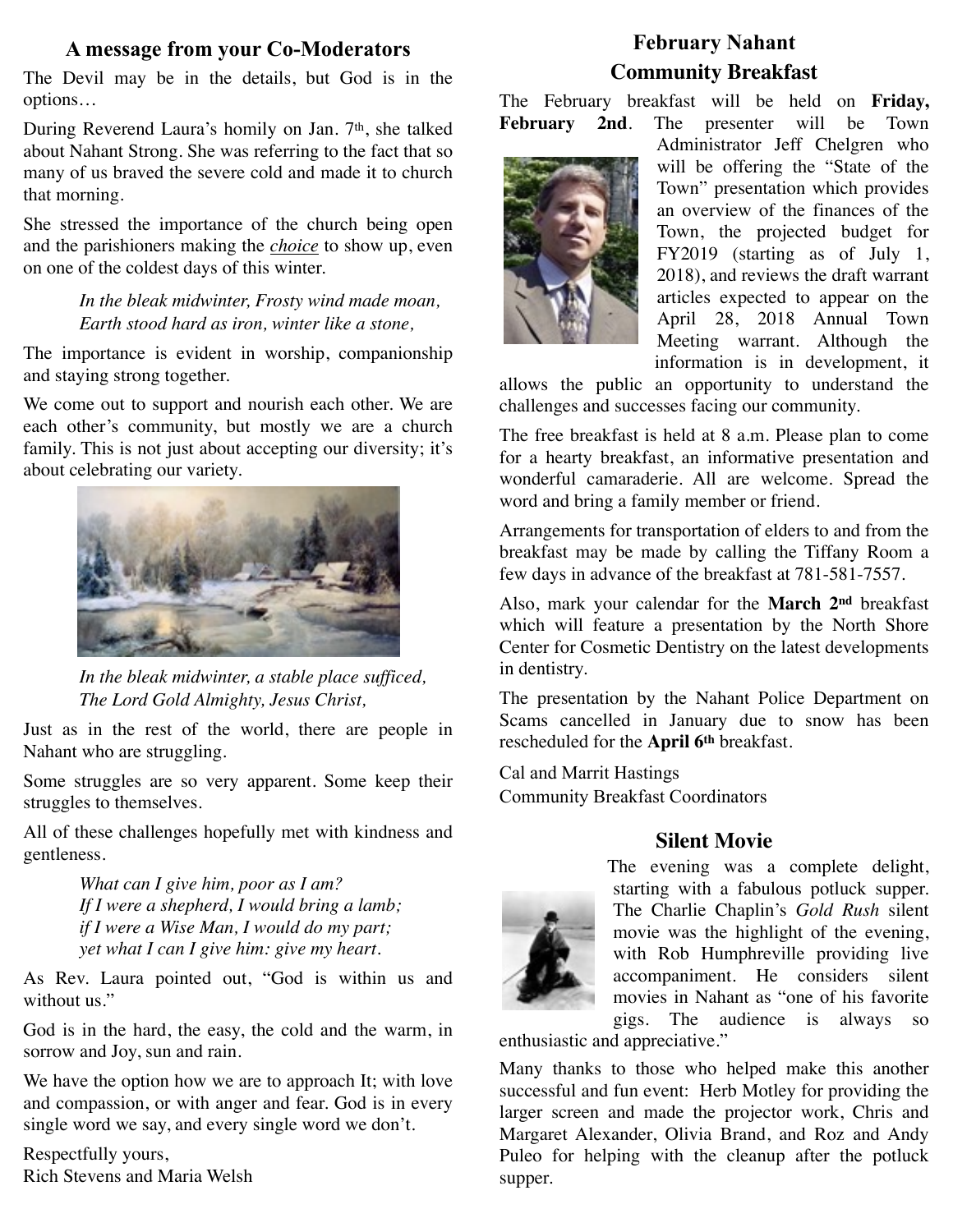## A message from your Co-Moderators

The Devil may be in the details, but God is in the options…

During Reverend Laura's homily on Jan. 7th, she talked about Nahant Strong. She was referring to the fact that so many of us braved the severe cold and made it to church that morning.

She stressed the importance of the church being open and the parishioners making the *choice* to show up, even on one of the coldest days of this winter.

> *In the bleak midwinter, Frosty wind made moan,*
> *Earth stood hard as iron, winter like a stone,*

The importance is evident in worship, companionship and staying strong together.

We come out to support and nourish each other. We are each other's community, but mostly we are a church family. This is not just about accepting our diversity; it's about celebrating our variety.

> *In the bleak midwinter, a stable place sufficed,*
> *The Lord Gold Almighty, Jesus Christ,*

Just as in the rest of the world, there are people in Nahant who are struggling.

Some struggles are so very apparent. Some keep their struggles to themselves.

All of these challenges hopefully met with kindness and gentleness.

> *What can I give him, poor as I am?*
> *If I were a shepherd, I would bring a lamb;*
> *if I were a Wise Man, I would do my part;*
> *yet what I can I give him: give my heart.*

As Rev. Laura pointed out, "God is within us and without us."

God is in the hard, the easy, the cold and the warm, in sorrow and Joy, sun and rain.

We have the option how we are to approach It; with love and compassion, or with anger and fear. God is in every single word we say, and every single word we don't.

Respectfully yours,
Rich Stevens and Maria Welsh

## February Nahant Community Breakfast

The February breakfast will be held on **Friday, February 2nd**. The presenter will be Town Administrator Jeff Chelgren who will be offering the "State of the Town" presentation which provides an overview of the finances of the Town, the projected budget for FY2019 (starting as of July 1, 2018), and reviews the draft warrant articles expected to appear on the April 28, 2018 Annual Town Meeting warrant. Although the information is in development, it allows the public an opportunity to understand the challenges and successes facing our community.

The free breakfast is held at 8 a.m. Please plan to come for a hearty breakfast, an informative presentation and wonderful camaraderie. All are welcome. Spread the word and bring a family member or friend.

Arrangements for transportation of elders to and from the breakfast may be made by calling the Tiffany Room a few days in advance of the breakfast at 781-581-7557.

Also, mark your calendar for the **March 2nd** breakfast which will feature a presentation by the North Shore Center for Cosmetic Dentistry on the latest developments in dentistry.

The presentation by the Nahant Police Department on Scams cancelled in January due to snow has been rescheduled for the **April 6th** breakfast.

Cal and Marrit Hastings
Community Breakfast Coordinators

## Silent Movie

The evening was a complete delight, starting with a fabulous potluck supper. The Charlie Chaplin's *Gold Rush* silent movie was the highlight of the evening, with Rob Humphreville providing live accompaniment. He considers silent movies in Nahant as "one of his favorite gigs. The audience is always so enthusiastic and appreciative."

Many thanks to those who helped make this another successful and fun event: Herb Motley for providing the larger screen and made the projector work, Chris and Margaret Alexander, Olivia Brand, and Roz and Andy Puleo for helping with the cleanup after the potluck supper.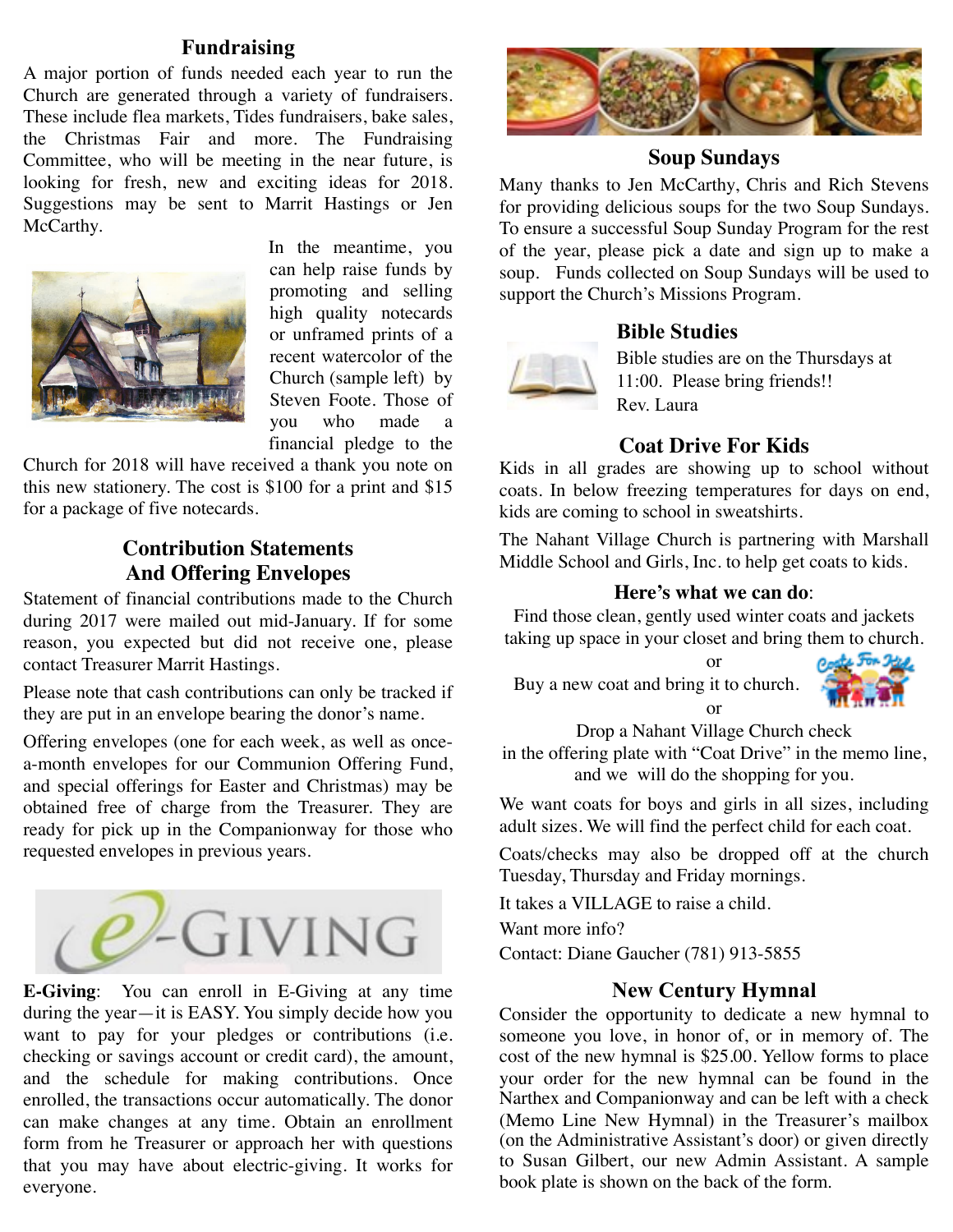## Fundraising

A major portion of funds needed each year to run the Church are generated through a variety of fundraisers. These include flea markets, Tides fundraisers, bake sales, the Christmas Fair and more. The Fundraising Committee, who will be meeting in the near future, is looking for fresh, new and exciting ideas for 2018. Suggestions may be sent to Marrit Hastings or Jen McCarthy.

In the meantime, you can help raise funds by promoting and selling high quality notecards or unframed prints of a recent watercolor of the Church (sample left) by Steven Foote. Those of you who made a financial pledge to the Church for 2018 will have received a thank you note on this new stationery. The cost is $100 for a print and $15 for a package of five notecards.

## Contribution Statements And Offering Envelopes

Statement of financial contributions made to the Church during 2017 were mailed out mid-January. If for some reason, you expected but did not receive one, please contact Treasurer Marrit Hastings.

Please note that cash contributions can only be tracked if they are put in an envelope bearing the donor's name.

Offering envelopes (one for each week, as well as once-a-month envelopes for our Communion Offering Fund, and special offerings for Easter and Christmas) may be obtained free of charge from the Treasurer. They are ready for pick up in the Companionway for those who requested envelopes in previous years.

e-GIVING

**E-Giving**: You can enroll in E-Giving at any time during the year—it is EASY. You simply decide how you want to pay for your pledges or contributions (i.e. checking or savings account or credit card), the amount, and the schedule for making contributions. Once enrolled, the transactions occur automatically. The donor can make changes at any time. Obtain an enrollment form from he Treasurer or approach her with questions that you may have about electric-giving. It works for everyone.

## Soup Sundays

Many thanks to Jen McCarthy, Chris and Rich Stevens for providing delicious soups for the two Soup Sundays. To ensure a successful Soup Sunday Program for the rest of the year, please pick a date and sign up to make a soup. Funds collected on Soup Sundays will be used to support the Church's Missions Program.

## Bible Studies

Bible studies are on the Thursdays at 11:00. Please bring friends!!
Rev. Laura

## Coat Drive For Kids

Kids in all grades are showing up to school without coats. In below freezing temperatures for days on end, kids are coming to school in sweatshirts.

The Nahant Village Church is partnering with Marshall Middle School and Girls, Inc. to help get coats to kids.

### Here's what we can do:

Find those clean, gently used winter coats and jackets taking up space in your closet and bring them to church.

or

Buy a new coat and bring it to church.

or

Drop a Nahant Village Church check in the offering plate with "Coat Drive" in the memo line, and we will do the shopping for you.

We want coats for boys and girls in all sizes, including adult sizes. We will find the perfect child for each coat.

Coats/checks may also be dropped off at the church Tuesday, Thursday and Friday mornings.

It takes a VILLAGE to raise a child.

Want more info?

Contact: Diane Gaucher (781) 913-5855

## New Century Hymnal

Consider the opportunity to dedicate a new hymnal to someone you love, in honor of, or in memory of. The cost of the new hymnal is $25.00. Yellow forms to place your order for the new hymnal can be found in the Narthex and Companionway and can be left with a check (Memo Line New Hymnal) in the Treasurer's mailbox (on the Administrative Assistant's door) or given directly to Susan Gilbert, our new Admin Assistant. A sample book plate is shown on the back of the form.